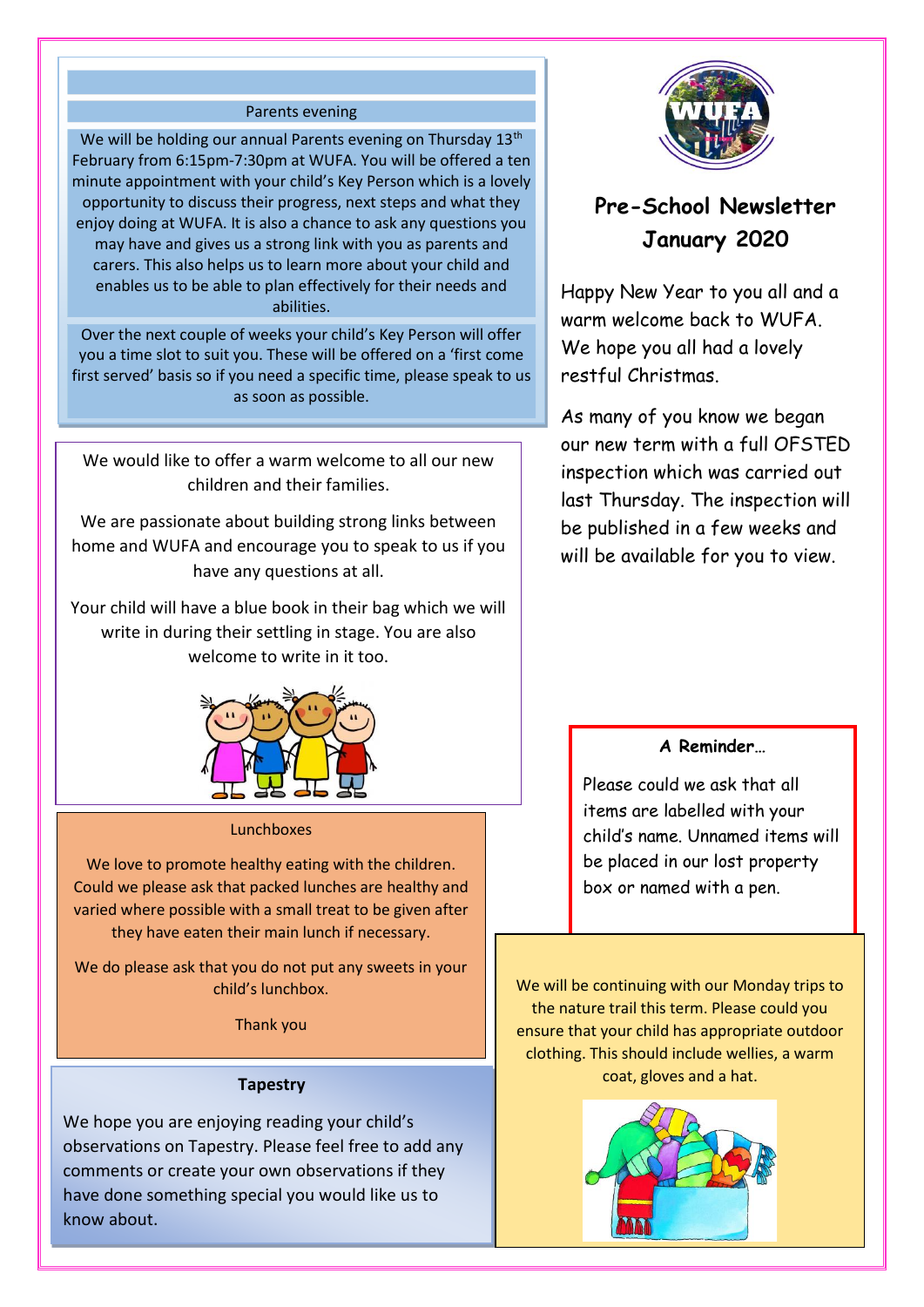# Pre-School Newsletter January 2020

Happy New Year to you all and a warm welcome back to WUFA. We hope you all had a lovely restful Christmas.

As many of you know we began our new term with a full OFSTED inspection which was carried out last Thursday. The inspection will be published in a few weeks and will be available for you to view.

## Parents evening

We will be holding our annual Parents evening on Thursday 13th February from 6:15pm-7:30pm at WUFA. You will be offered a ten minute appointment with your child's Key Person which is a lovely opportunity to discuss their progress, next steps and what they enjoy doing at WUFA. It is also a chance to ask any questions you may have and gives us a strong link with you as parents and carers. This also helps us to learn more about your child and enables us to be able to plan effectively for their needs and abilities.

Over the next couple of weeks your child's Key Person will offer you a time slot to suit you. These will be offered on a 'first come first served' basis so if you need a specific time, please speak to us as soon as possible.

We would like to offer a warm welcome to all our new children and their families.

We are passionate about building strong links between home and WUFA and encourage you to speak to us if you have any questions at all.

Your child will have a blue book in their bag which we will write in during their settling in stage. You are also welcome to write in it too.

## Lunchboxes

We love to promote healthy eating with the children. Could we please ask that packed lunches are healthy and varied where possible with a small treat to be given after they have eaten their main lunch if necessary.

We do please ask that you do not put any sweets in your child's lunchbox.

Thank you

## Tapestry

We hope you are enjoying reading your child's observations on Tapestry. Please feel free to add any comments or create your own observations if they have done something special you would like us to know about.

## A Reminder…

Please could we ask that all items are labelled with your child's name. Unnamed items will be placed in our lost property box or named with a pen.

We will be continuing with our Monday trips to the nature trail this term. Please could you ensure that your child has appropriate outdoor clothing. This should include wellies, a warm coat, gloves and a hat.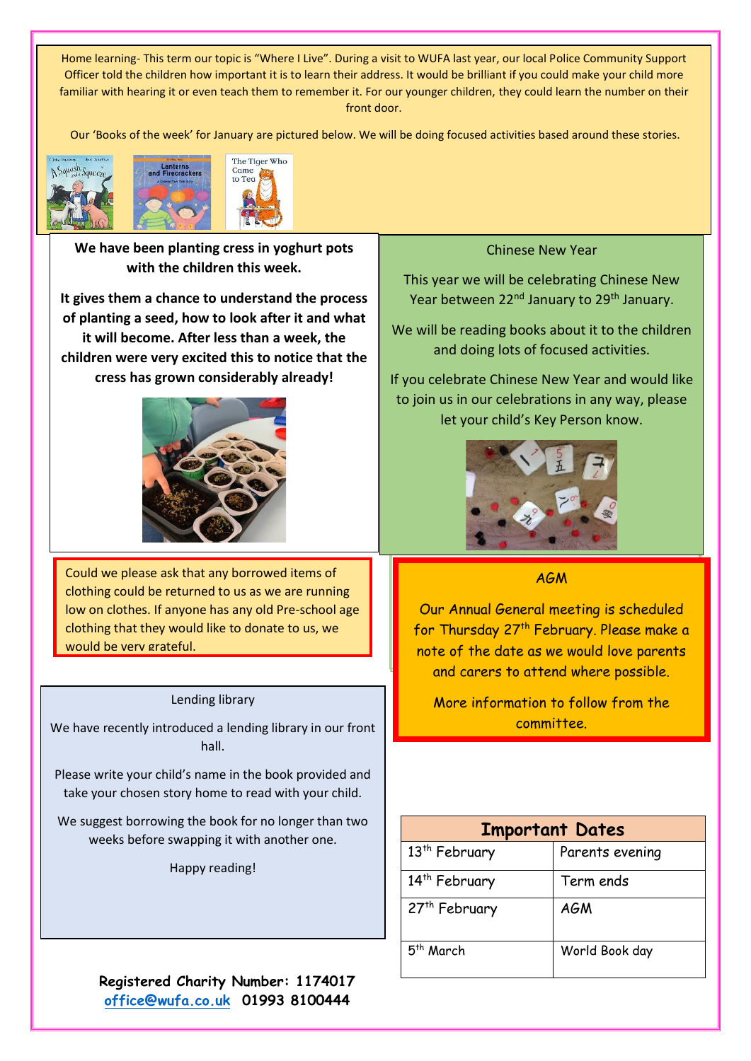Home learning- This term our topic is "Where I Live". During a visit to WUFA last year, our local Police Community Support Officer told the children how important it is to learn their address. It would be brilliant if you could make your child more familiar with hearing it or even teach them to remember it. For our younger children, they could learn the number on their front door.

Our 'Books of the week' for January are pictured below. We will be doing focused activities based around these stories.

**We have been planting cress in yoghurt pots with the children this week.**

**It gives them a chance to understand the process of planting a seed, how to look after it and what it will become. After less than a week, the children were very excited this to notice that the cress has grown considerably already!**

Chinese New Year

This year we will be celebrating Chinese New Year between 22nd January to 29th January.

We will be reading books about it to the children and doing lots of focused activities.

If you celebrate Chinese New Year and would like to join us in our celebrations in any way, please let your child's Key Person know.

Could we please ask that any borrowed items of clothing could be returned to us as we are running low on clothes. If anyone has any old Pre-school age clothing that they would like to donate to us, we would be very grateful.

AGM

Our Annual General meeting is scheduled for Thursday 27th February. Please make a note of the date as we would love parents and carers to attend where possible.

More information to follow from the committee.

Lending library

We have recently introduced a lending library in our front hall.

Please write your child's name in the book provided and take your chosen story home to read with your child.

We suggest borrowing the book for no longer than two weeks before swapping it with another one.

Happy reading!

| Important Dates | |
|---|---|
| 13th February | Parents evening |
| 14th February | Term ends |
| 27th February | AGM |
| 5th March | World Book day |

**Registered Charity Number: 1174017**
**office@wufa.co.uk 01993 8100444**